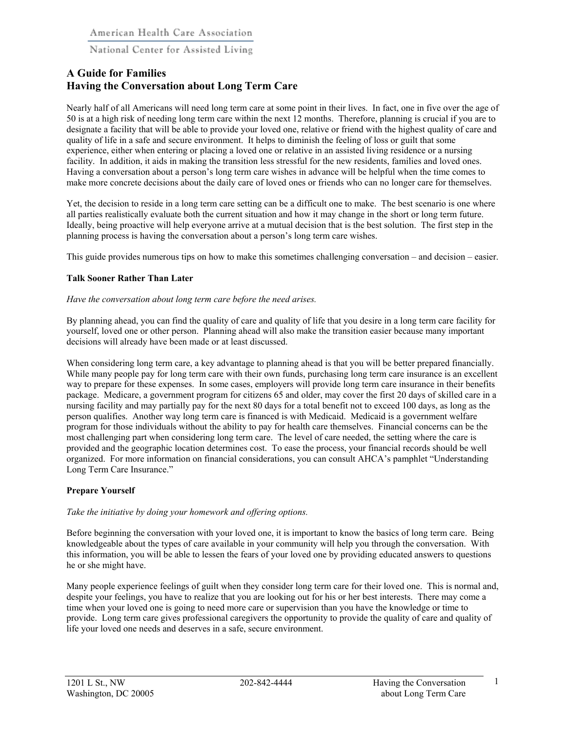American Health Care Association

National Center for Assisted Living

# A Guide for Families
# Having the Conversation about Long Term Care

Nearly half of all Americans will need long term care at some point in their lives. In fact, one in five over the age of 50 is at a high risk of needing long term care within the next 12 months. Therefore, planning is crucial if you are to designate a facility that will be able to provide your loved one, relative or friend with the highest quality of care and quality of life in a safe and secure environment. It helps to diminish the feeling of loss or guilt that some experience, either when entering or placing a loved one or relative in an assisted living residence or a nursing facility. In addition, it aids in making the transition less stressful for the new residents, families and loved ones. Having a conversation about a person's long term care wishes in advance will be helpful when the time comes to make more concrete decisions about the daily care of loved ones or friends who can no longer care for themselves.

Yet, the decision to reside in a long term care setting can be a difficult one to make. The best scenario is one where all parties realistically evaluate both the current situation and how it may change in the short or long term future. Ideally, being proactive will help everyone arrive at a mutual decision that is the best solution. The first step in the planning process is having the conversation about a person's long term care wishes.

This guide provides numerous tips on how to make this sometimes challenging conversation – and decision – easier.

## Talk Sooner Rather Than Later

*Have the conversation about long term care before the need arises.*

By planning ahead, you can find the quality of care and quality of life that you desire in a long term care facility for yourself, loved one or other person. Planning ahead will also make the transition easier because many important decisions will already have been made or at least discussed.

When considering long term care, a key advantage to planning ahead is that you will be better prepared financially. While many people pay for long term care with their own funds, purchasing long term care insurance is an excellent way to prepare for these expenses. In some cases, employers will provide long term care insurance in their benefits package. Medicare, a government program for citizens 65 and older, may cover the first 20 days of skilled care in a nursing facility and may partially pay for the next 80 days for a total benefit not to exceed 100 days, as long as the person qualifies. Another way long term care is financed is with Medicaid. Medicaid is a government welfare program for those individuals without the ability to pay for health care themselves. Financial concerns can be the most challenging part when considering long term care. The level of care needed, the setting where the care is provided and the geographic location determines cost. To ease the process, your financial records should be well organized. For more information on financial considerations, you can consult AHCA's pamphlet "Understanding Long Term Care Insurance."

## Prepare Yourself

*Take the initiative by doing your homework and offering options.*

Before beginning the conversation with your loved one, it is important to know the basics of long term care. Being knowledgeable about the types of care available in your community will help you through the conversation. With this information, you will be able to lessen the fears of your loved one by providing educated answers to questions he or she might have.

Many people experience feelings of guilt when they consider long term care for their loved one. This is normal and, despite your feelings, you have to realize that you are looking out for his or her best interests. There may come a time when your loved one is going to need more care or supervision than you have the knowledge or time to provide. Long term care gives professional caregivers the opportunity to provide the quality of care and quality of life your loved one needs and deserves in a safe, secure environment.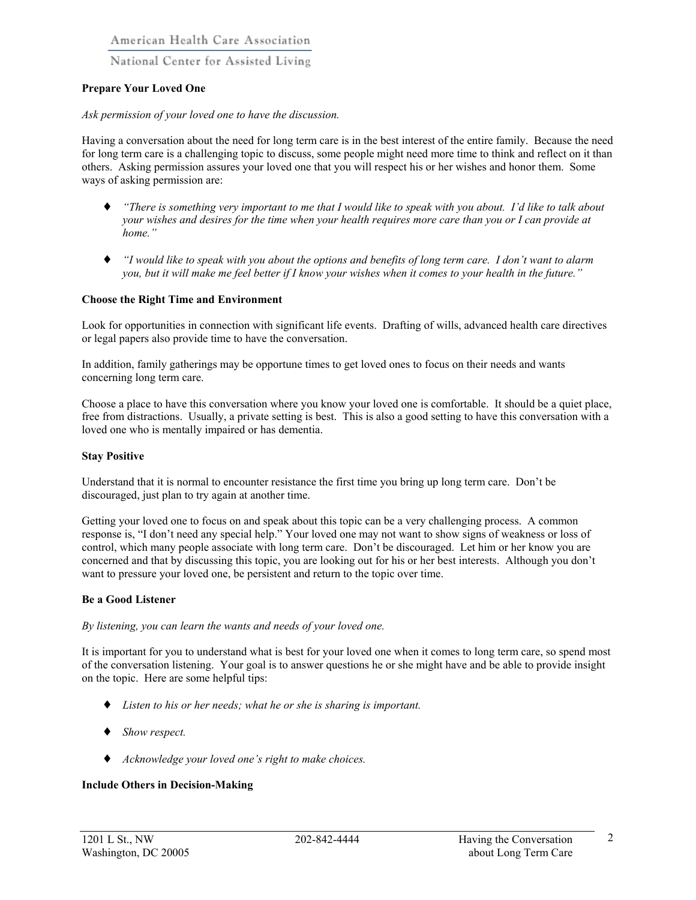**Prepare Your Loved One**

*Ask permission of your loved one to have the discussion.*

Having a conversation about the need for long term care is in the best interest of the entire family. Because the need for long term care is a challenging topic to discuss, some people might need more time to think and reflect on it than others. Asking permission assures your loved one that you will respect his or her wishes and honor them. Some ways of asking permission are:

- *"There is something very important to me that I would like to speak with you about. I'd like to talk about your wishes and desires for the time when your health requires more care than you or I can provide at home."*

- *"I would like to speak with you about the options and benefits of long term care. I don't want to alarm you, but it will make me feel better if I know your wishes when it comes to your health in the future."*

**Choose the Right Time and Environment**

Look for opportunities in connection with significant life events. Drafting of wills, advanced health care directives or legal papers also provide time to have the conversation.

In addition, family gatherings may be opportune times to get loved ones to focus on their needs and wants concerning long term care.

Choose a place to have this conversation where you know your loved one is comfortable. It should be a quiet place, free from distractions. Usually, a private setting is best. This is also a good setting to have this conversation with a loved one who is mentally impaired or has dementia.

**Stay Positive**

Understand that it is normal to encounter resistance the first time you bring up long term care. Don't be discouraged, just plan to try again at another time.

Getting your loved one to focus on and speak about this topic can be a very challenging process. A common response is, "I don't need any special help." Your loved one may not want to show signs of weakness or loss of control, which many people associate with long term care. Don't be discouraged. Let him or her know you are concerned and that by discussing this topic, you are looking out for his or her best interests. Although you don't want to pressure your loved one, be persistent and return to the topic over time.

**Be a Good Listener**

*By listening, you can learn the wants and needs of your loved one.*

It is important for you to understand what is best for your loved one when it comes to long term care, so spend most of the conversation listening. Your goal is to answer questions he or she might have and be able to provide insight on the topic. Here are some helpful tips:

- *Listen to his or her needs; what he or she is sharing is important.*

- *Show respect.*

- *Acknowledge your loved one's right to make choices.*

**Include Others in Decision-Making**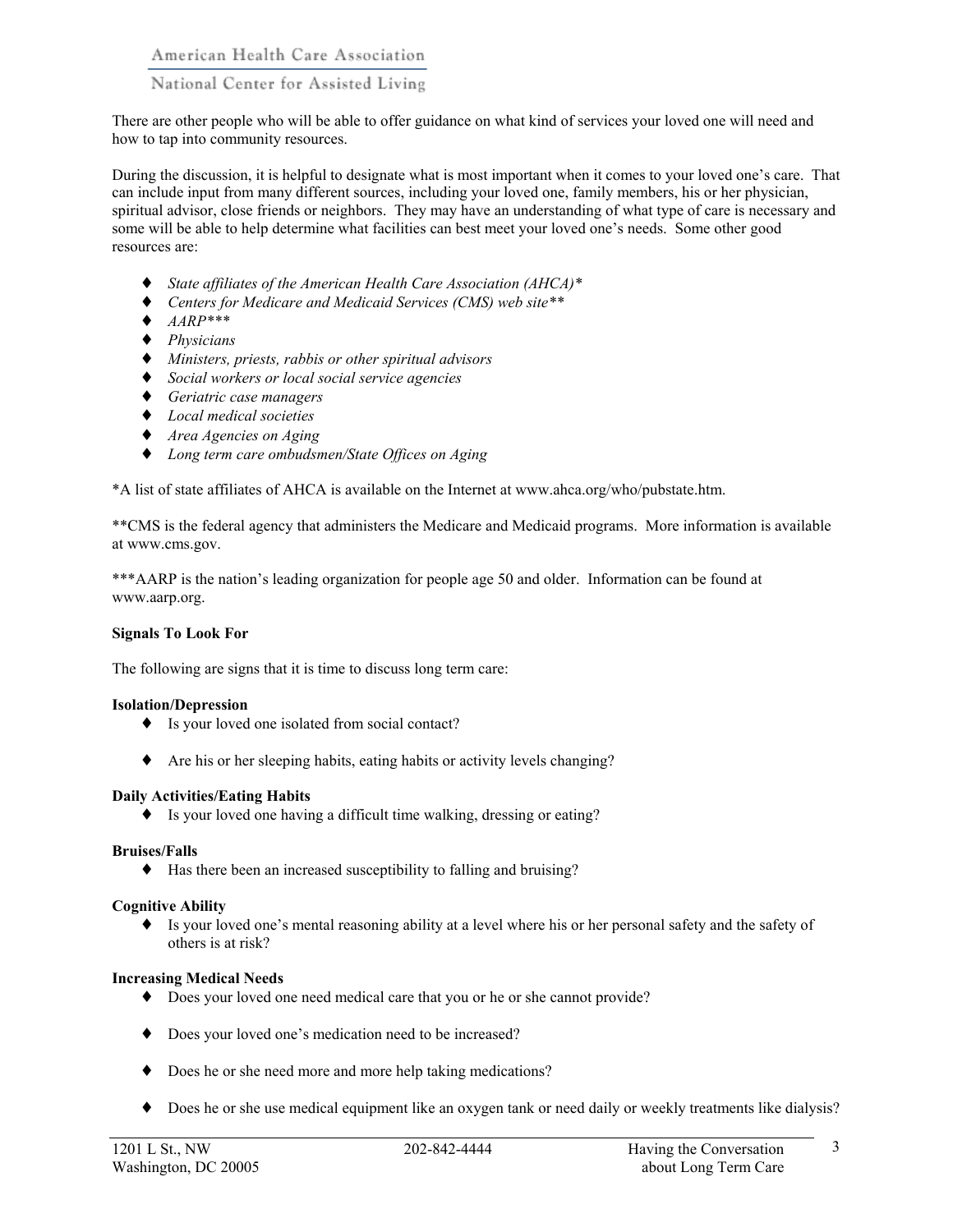There are other people who will be able to offer guidance on what kind of services your loved one will need and how to tap into community resources.

During the discussion, it is helpful to designate what is most important when it comes to your loved one's care. That can include input from many different sources, including your loved one, family members, his or her physician, spiritual advisor, close friends or neighbors. They may have an understanding of what type of care is necessary and some will be able to help determine what facilities can best meet your loved one's needs. Some other good resources are:

- *State affiliates of the American Health Care Association (AHCA)**
- *Centers for Medicare and Medicaid Services (CMS) web site***
- *AARP****
- *Physicians*
- *Ministers, priests, rabbis or other spiritual advisors*
- *Social workers or local social service agencies*
- *Geriatric case managers*
- *Local medical societies*
- *Area Agencies on Aging*
- *Long term care ombudsmen/State Offices on Aging*

*A list of state affiliates of AHCA is available on the Internet at www.ahca.org/who/pubstate.htm.

**CMS is the federal agency that administers the Medicare and Medicaid programs. More information is available at www.cms.gov.

***AARP is the nation's leading organization for people age 50 and older. Information can be found at www.aarp.org.

**Signals To Look For**

The following are signs that it is time to discuss long term care:

**Isolation/Depression**

- Is your loved one isolated from social contact?
- Are his or her sleeping habits, eating habits or activity levels changing?

**Daily Activities/Eating Habits**

- Is your loved one having a difficult time walking, dressing or eating?

**Bruises/Falls**

- Has there been an increased susceptibility to falling and bruising?

**Cognitive Ability**

- Is your loved one's mental reasoning ability at a level where his or her personal safety and the safety of others is at risk?

**Increasing Medical Needs**

- Does your loved one need medical care that you or he or she cannot provide?
- Does your loved one's medication need to be increased?
- Does he or she need more and more help taking medications?
- Does he or she use medical equipment like an oxygen tank or need daily or weekly treatments like dialysis?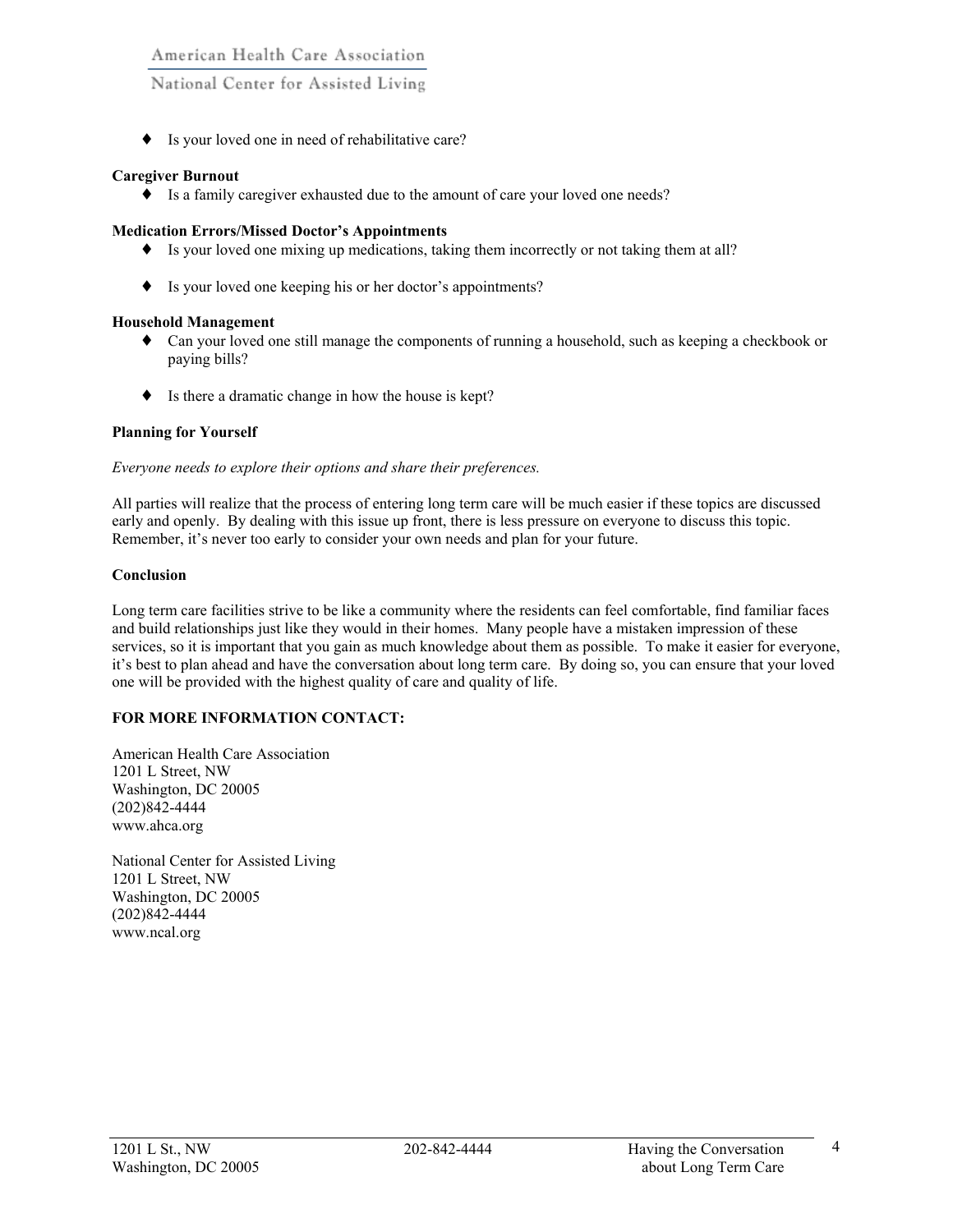- Is your loved one in need of rehabilitative care?

**Caregiver Burnout**

- Is a family caregiver exhausted due to the amount of care your loved one needs?

**Medication Errors/Missed Doctor's Appointments**

- Is your loved one mixing up medications, taking them incorrectly or not taking them at all?
- Is your loved one keeping his or her doctor's appointments?

**Household Management**

- Can your loved one still manage the components of running a household, such as keeping a checkbook or paying bills?
- Is there a dramatic change in how the house is kept?

**Planning for Yourself**

*Everyone needs to explore their options and share their preferences.*

All parties will realize that the process of entering long term care will be much easier if these topics are discussed early and openly. By dealing with this issue up front, there is less pressure on everyone to discuss this topic. Remember, it's never too early to consider your own needs and plan for your future.

**Conclusion**

Long term care facilities strive to be like a community where the residents can feel comfortable, find familiar faces and build relationships just like they would in their homes. Many people have a mistaken impression of these services, so it is important that you gain as much knowledge about them as possible. To make it easier for everyone, it's best to plan ahead and have the conversation about long term care. By doing so, you can ensure that your loved one will be provided with the highest quality of care and quality of life.

**FOR MORE INFORMATION CONTACT:**

American Health Care Association
1201 L Street, NW
Washington, DC 20005
(202)842-4444
www.ahca.org

National Center for Assisted Living
1201 L Street, NW
Washington, DC 20005
(202)842-4444
www.ncal.org